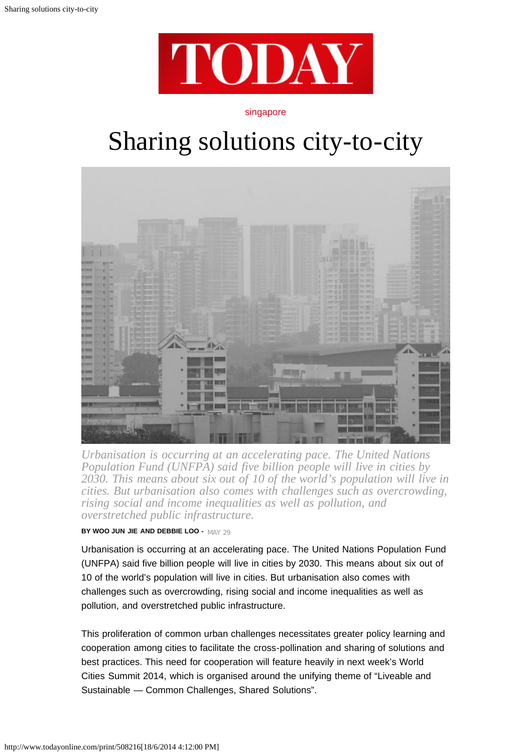singapore

# Sharing solutions city-to-city

*Urbanisation is occurring at an accelerating pace. The United Nations Population Fund (UNFPA) said five billion people will live in cities by 2030. This means about six out of 10 of the world's population will live in cities. But urbanisation also comes with challenges such as overcrowding, rising social and income inequalities as well as pollution, and overstretched public infrastructure.*

**BY WOO JUN JIE AND DEBBIE LOO** - MAY 29

Urbanisation is occurring at an accelerating pace. The United Nations Population Fund (UNFPA) said five billion people will live in cities by 2030. This means about six out of 10 of the world's population will live in cities. But urbanisation also comes with challenges such as overcrowding, rising social and income inequalities as well as pollution, and overstretched public infrastructure.

This proliferation of common urban challenges necessitates greater policy learning and cooperation among cities to facilitate the cross-pollination and sharing of solutions and best practices. This need for cooperation will feature heavily in next week's World Cities Summit 2014, which is organised around the unifying theme of "Liveable and Sustainable — Common Challenges, Shared Solutions".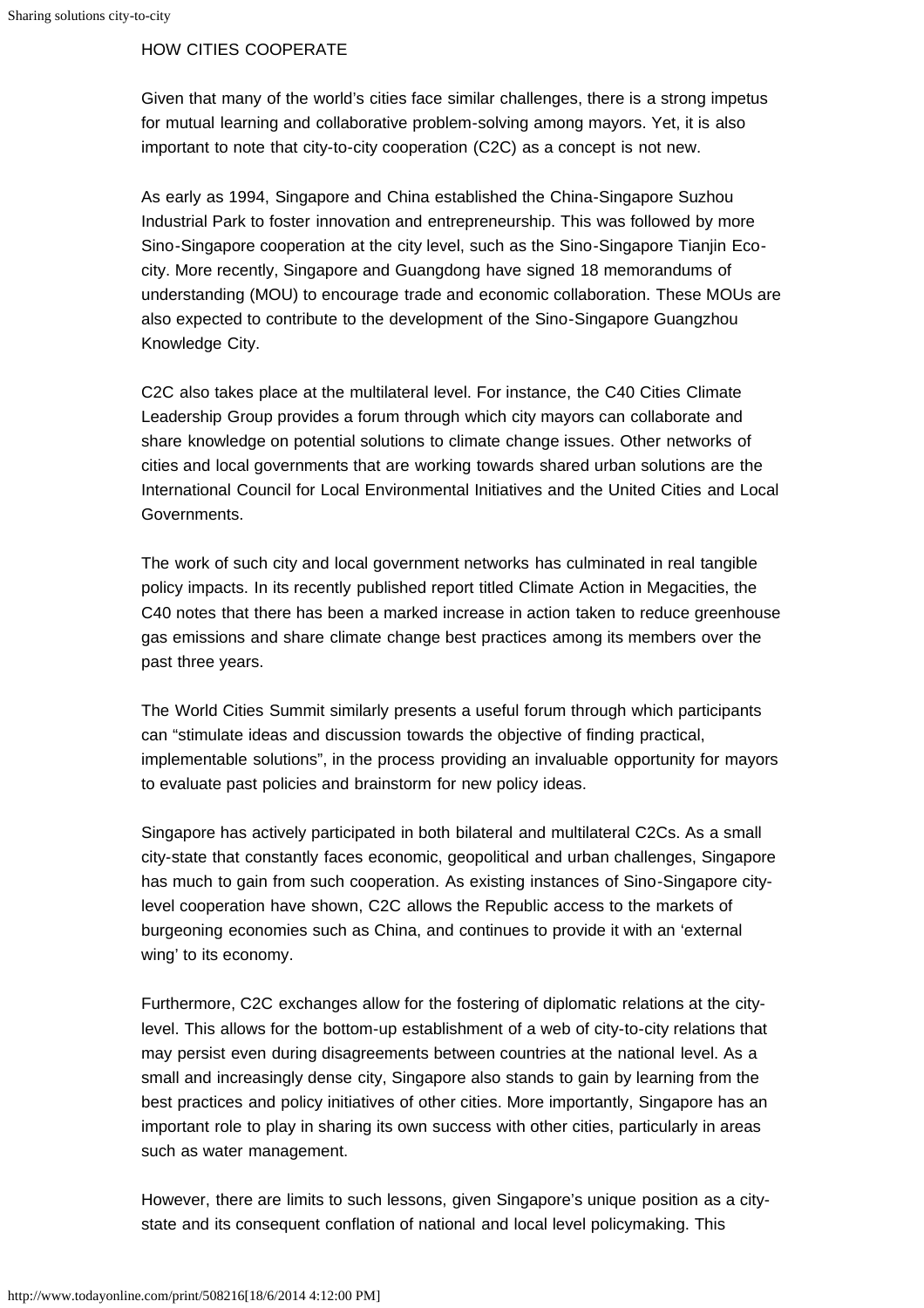HOW CITIES COOPERATE

Given that many of the world's cities face similar challenges, there is a strong impetus for mutual learning and collaborative problem-solving among mayors. Yet, it is also important to note that city-to-city cooperation (C2C) as a concept is not new.

As early as 1994, Singapore and China established the China-Singapore Suzhou Industrial Park to foster innovation and entrepreneurship. This was followed by more Sino-Singapore cooperation at the city level, such as the Sino-Singapore Tianjin Eco-city. More recently, Singapore and Guangdong have signed 18 memorandums of understanding (MOU) to encourage trade and economic collaboration. These MOUs are also expected to contribute to the development of the Sino-Singapore Guangzhou Knowledge City.

C2C also takes place at the multilateral level. For instance, the C40 Cities Climate Leadership Group provides a forum through which city mayors can collaborate and share knowledge on potential solutions to climate change issues. Other networks of cities and local governments that are working towards shared urban solutions are the International Council for Local Environmental Initiatives and the United Cities and Local Governments.

The work of such city and local government networks has culminated in real tangible policy impacts. In its recently published report titled Climate Action in Megacities, the C40 notes that there has been a marked increase in action taken to reduce greenhouse gas emissions and share climate change best practices among its members over the past three years.

The World Cities Summit similarly presents a useful forum through which participants can "stimulate ideas and discussion towards the objective of finding practical, implementable solutions", in the process providing an invaluable opportunity for mayors to evaluate past policies and brainstorm for new policy ideas.

Singapore has actively participated in both bilateral and multilateral C2Cs. As a small city-state that constantly faces economic, geopolitical and urban challenges, Singapore has much to gain from such cooperation. As existing instances of Sino-Singapore city-level cooperation have shown, C2C allows the Republic access to the markets of burgeoning economies such as China, and continues to provide it with an 'external wing' to its economy.

Furthermore, C2C exchanges allow for the fostering of diplomatic relations at the city-level. This allows for the bottom-up establishment of a web of city-to-city relations that may persist even during disagreements between countries at the national level. As a small and increasingly dense city, Singapore also stands to gain by learning from the best practices and policy initiatives of other cities. More importantly, Singapore has an important role to play in sharing its own success with other cities, particularly in areas such as water management.

However, there are limits to such lessons, given Singapore's unique position as a city-state and its consequent conflation of national and local level policymaking. This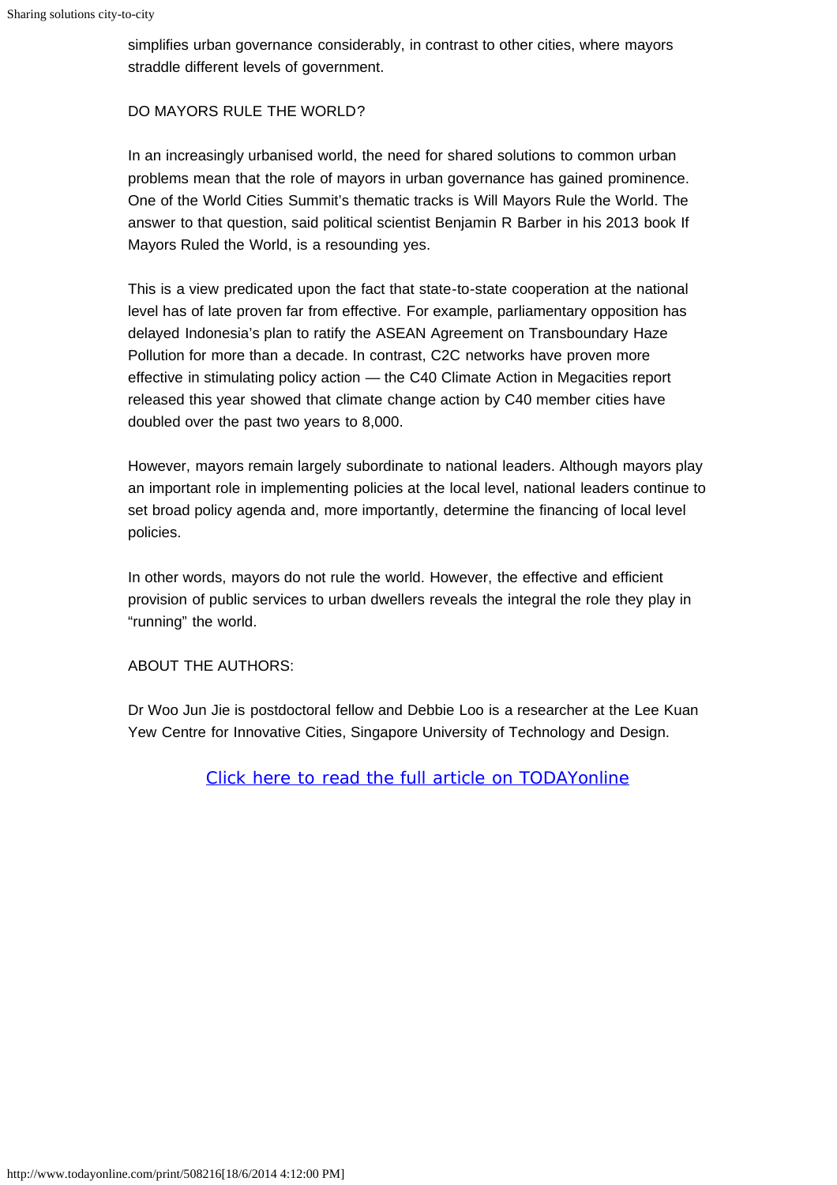simplifies urban governance considerably, in contrast to other cities, where mayors straddle different levels of government.

## DO MAYORS RULE THE WORLD?

In an increasingly urbanised world, the need for shared solutions to common urban problems mean that the role of mayors in urban governance has gained prominence. One of the World Cities Summit's thematic tracks is Will Mayors Rule the World. The answer to that question, said political scientist Benjamin R Barber in his 2013 book If Mayors Ruled the World, is a resounding yes.

This is a view predicated upon the fact that state-to-state cooperation at the national level has of late proven far from effective. For example, parliamentary opposition has delayed Indonesia's plan to ratify the ASEAN Agreement on Transboundary Haze Pollution for more than a decade. In contrast, C2C networks have proven more effective in stimulating policy action — the C40 Climate Action in Megacities report released this year showed that climate change action by C40 member cities have doubled over the past two years to 8,000.

However, mayors remain largely subordinate to national leaders. Although mayors play an important role in implementing policies at the local level, national leaders continue to set broad policy agenda and, more importantly, determine the financing of local level policies.

In other words, mayors do not rule the world. However, the effective and efficient provision of public services to urban dwellers reveals the integral the role they play in "running" the world.

## ABOUT THE AUTHORS:

Dr Woo Jun Jie is postdoctoral fellow and Debbie Loo is a researcher at the Lee Kuan Yew Centre for Innovative Cities, Singapore University of Technology and Design.

[Click here to read the full article on TODAYonline]